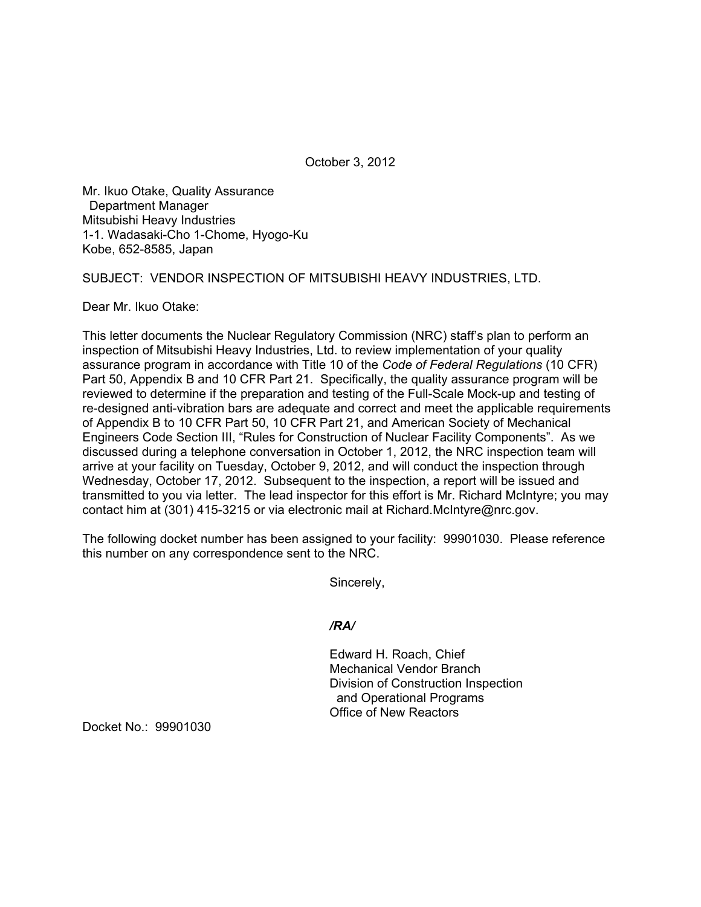October 3, 2012

Mr. Ikuo Otake, Quality Assurance
Department Manager
Mitsubishi Heavy Industries
1-1. Wadasaki-Cho 1-Chome, Hyogo-Ku
Kobe, 652-8585, Japan

SUBJECT: VENDOR INSPECTION OF MITSUBISHI HEAVY INDUSTRIES, LTD.

Dear Mr. Ikuo Otake:

This letter documents the Nuclear Regulatory Commission (NRC) staff's plan to perform an inspection of Mitsubishi Heavy Industries, Ltd. to review implementation of your quality assurance program in accordance with Title 10 of the *Code of Federal Regulations* (10 CFR) Part 50, Appendix B and 10 CFR Part 21. Specifically, the quality assurance program will be reviewed to determine if the preparation and testing of the Full-Scale Mock-up and testing of re-designed anti-vibration bars are adequate and correct and meet the applicable requirements of Appendix B to 10 CFR Part 50, 10 CFR Part 21, and American Society of Mechanical Engineers Code Section III, "Rules for Construction of Nuclear Facility Components". As we discussed during a telephone conversation in October 1, 2012, the NRC inspection team will arrive at your facility on Tuesday, October 9, 2012, and will conduct the inspection through Wednesday, October 17, 2012. Subsequent to the inspection, a report will be issued and transmitted to you via letter. The lead inspector for this effort is Mr. Richard McIntyre; you may contact him at (301) 415-3215 or via electronic mail at Richard.McIntyre@nrc.gov.

The following docket number has been assigned to your facility: 99901030. Please reference this number on any correspondence sent to the NRC.

Sincerely,

*/RA/*

Edward H. Roach, Chief
Mechanical Vendor Branch
Division of Construction Inspection
and Operational Programs
Office of New Reactors

Docket No.: 99901030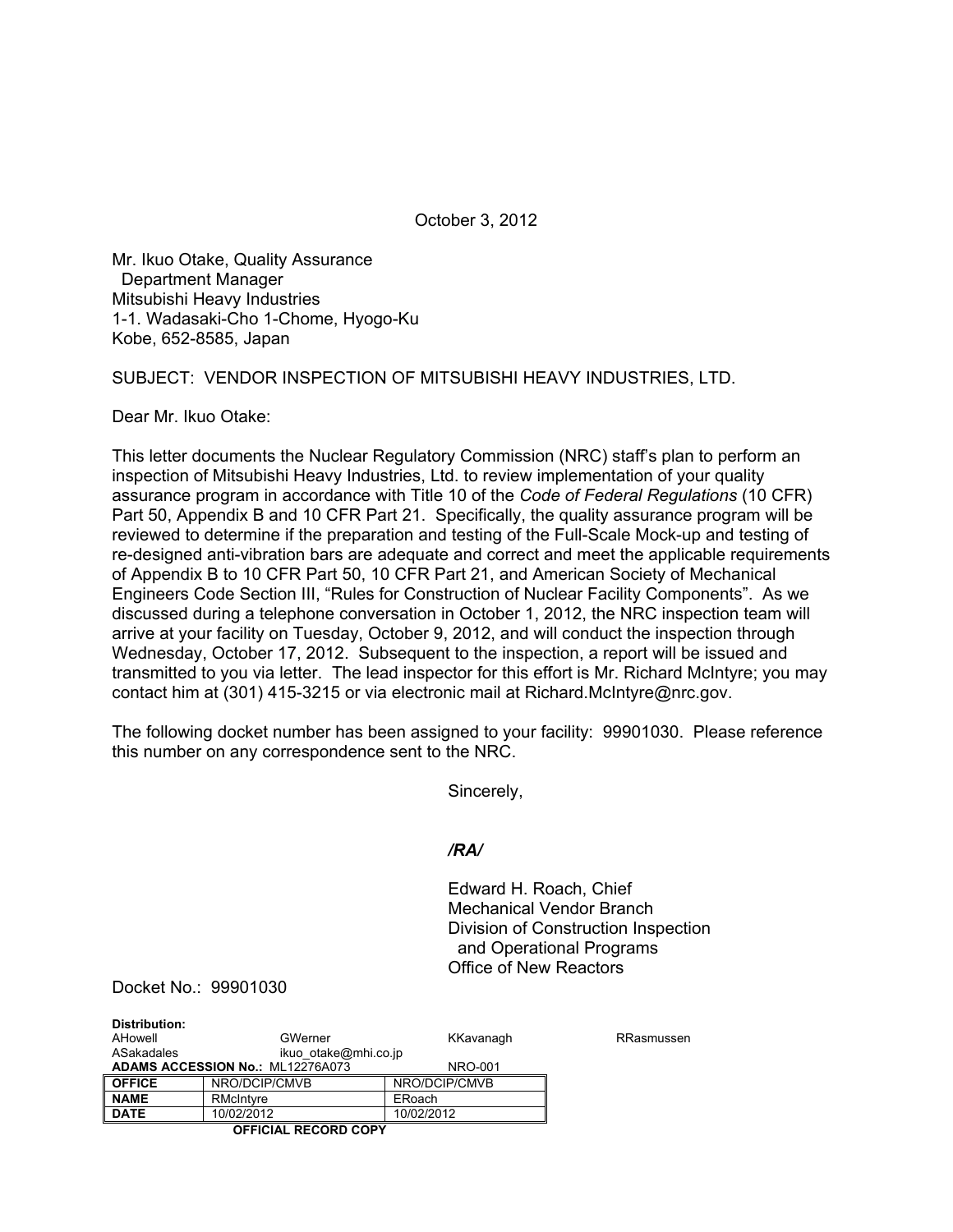October 3, 2012

Mr. Ikuo Otake, Quality Assurance
Department Manager
Mitsubishi Heavy Industries
1-1. Wadasaki-Cho 1-Chome, Hyogo-Ku
Kobe, 652-8585, Japan

SUBJECT: VENDOR INSPECTION OF MITSUBISHI HEAVY INDUSTRIES, LTD.

Dear Mr. Ikuo Otake:

This letter documents the Nuclear Regulatory Commission (NRC) staff's plan to perform an inspection of Mitsubishi Heavy Industries, Ltd. to review implementation of your quality assurance program in accordance with Title 10 of the *Code of Federal Regulations* (10 CFR) Part 50, Appendix B and 10 CFR Part 21. Specifically, the quality assurance program will be reviewed to determine if the preparation and testing of the Full-Scale Mock-up and testing of re-designed anti-vibration bars are adequate and correct and meet the applicable requirements of Appendix B to 10 CFR Part 50, 10 CFR Part 21, and American Society of Mechanical Engineers Code Section III, "Rules for Construction of Nuclear Facility Components". As we discussed during a telephone conversation in October 1, 2012, the NRC inspection team will arrive at your facility on Tuesday, October 9, 2012, and will conduct the inspection through Wednesday, October 17, 2012. Subsequent to the inspection, a report will be issued and transmitted to you via letter. The lead inspector for this effort is Mr. Richard McIntyre; you may contact him at (301) 415-3215 or via electronic mail at Richard.McIntyre@nrc.gov.

The following docket number has been assigned to your facility: 99901030. Please reference this number on any correspondence sent to the NRC.

Sincerely,

*/RA/*

Edward H. Roach, Chief
Mechanical Vendor Branch
Division of Construction Inspection
and Operational Programs
Office of New Reactors

Docket No.: 99901030

**Distribution:**
AHowell GWerner KKavanagh RRasmussen
ASakadales ikuo_otake@mhi.co.jp

**ADAMS ACCESSION No.:** ML12276A073 NRO-001

| | | |
|---|---|---|
| **OFFICE** | NRO/DCIP/CMVB | NRO/DCIP/CMVB |
| **NAME** | RMcIntyre | ERoach |
| **DATE** | 10/02/2012 | 10/02/2012 |

**OFFICIAL RECORD COPY**